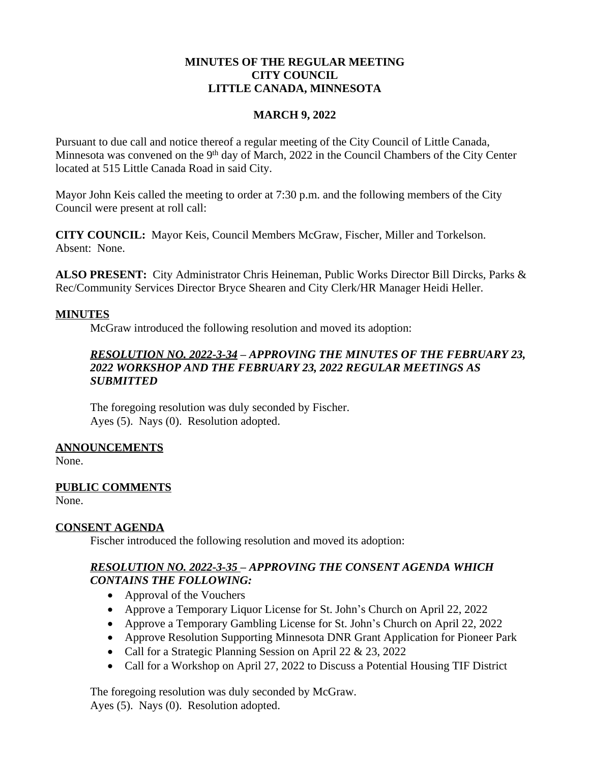**MINUTES OF THE REGULAR MEETING**
**CITY COUNCIL**
**LITTLE CANADA, MINNESOTA**

**MARCH 9, 2022**

Pursuant to due call and notice thereof a regular meeting of the City Council of Little Canada, Minnesota was convened on the 9th day of March, 2022 in the Council Chambers of the City Center located at 515 Little Canada Road in said City.

Mayor John Keis called the meeting to order at 7:30 p.m. and the following members of the City Council were present at roll call:

**CITY COUNCIL:** Mayor Keis, Council Members McGraw, Fischer, Miller and Torkelson. Absent: None.

**ALSO PRESENT:** City Administrator Chris Heineman, Public Works Director Bill Dircks, Parks & Rec/Community Services Director Bryce Shearen and City Clerk/HR Manager Heidi Heller.

**MINUTES**

McGraw introduced the following resolution and moved its adoption:

***RESOLUTION NO. 2022-3-34 – APPROVING THE MINUTES OF THE FEBRUARY 23, 2022 WORKSHOP AND THE FEBRUARY 23, 2022 REGULAR MEETINGS AS SUBMITTED***

The foregoing resolution was duly seconded by Fischer.
Ayes (5). Nays (0). Resolution adopted.

**ANNOUNCEMENTS**

None.

**PUBLIC COMMENTS**

None.

**CONSENT AGENDA**

Fischer introduced the following resolution and moved its adoption:

***RESOLUTION NO. 2022-3-35 – APPROVING THE CONSENT AGENDA WHICH CONTAINS THE FOLLOWING:***

- Approval of the Vouchers
- Approve a Temporary Liquor License for St. John's Church on April 22, 2022
- Approve a Temporary Gambling License for St. John's Church on April 22, 2022
- Approve Resolution Supporting Minnesota DNR Grant Application for Pioneer Park
- Call for a Strategic Planning Session on April 22 & 23, 2022
- Call for a Workshop on April 27, 2022 to Discuss a Potential Housing TIF District

The foregoing resolution was duly seconded by McGraw.
Ayes (5). Nays (0). Resolution adopted.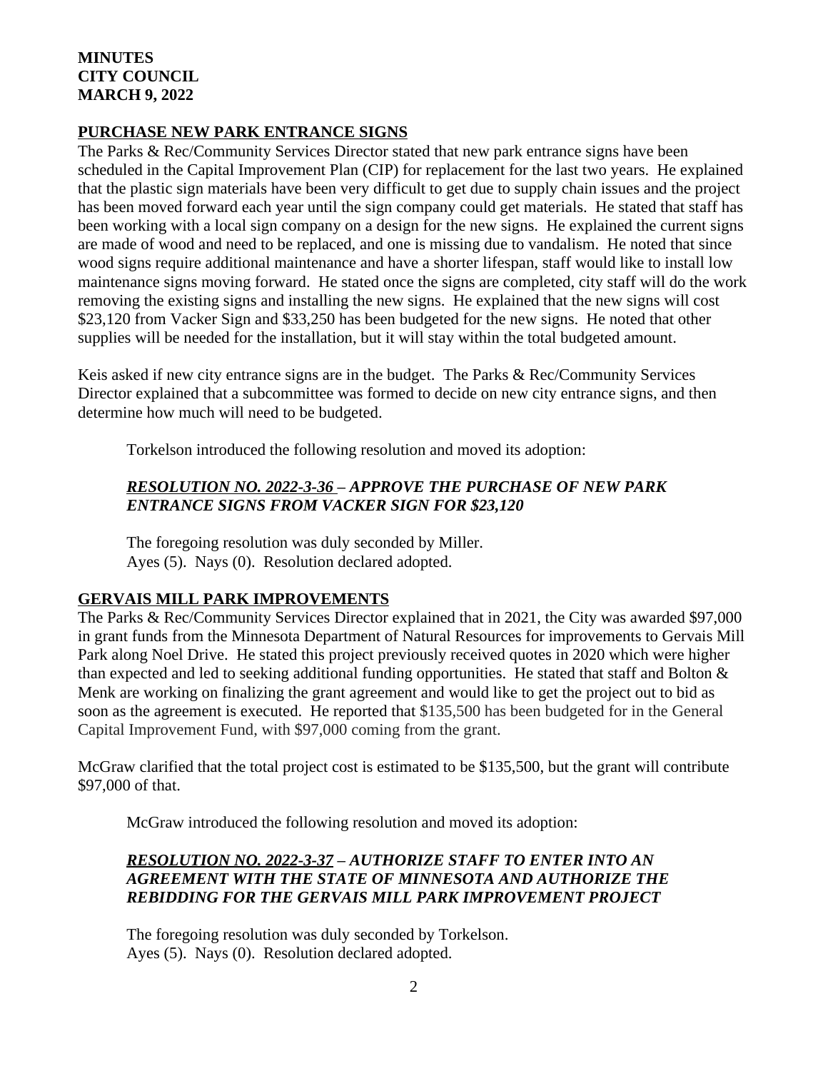**MINUTES**
**CITY COUNCIL**
**MARCH 9, 2022**

## PURCHASE NEW PARK ENTRANCE SIGNS

The Parks & Rec/Community Services Director stated that new park entrance signs have been scheduled in the Capital Improvement Plan (CIP) for replacement for the last two years. He explained that the plastic sign materials have been very difficult to get due to supply chain issues and the project has been moved forward each year until the sign company could get materials. He stated that staff has been working with a local sign company on a design for the new signs. He explained the current signs are made of wood and need to be replaced, and one is missing due to vandalism. He noted that since wood signs require additional maintenance and have a shorter lifespan, staff would like to install low maintenance signs moving forward. He stated once the signs are completed, city staff will do the work removing the existing signs and installing the new signs. He explained that the new signs will cost $23,120 from Vacker Sign and $33,250 has been budgeted for the new signs. He noted that other supplies will be needed for the installation, but it will stay within the total budgeted amount.

Keis asked if new city entrance signs are in the budget. The Parks & Rec/Community Services Director explained that a subcommittee was formed to decide on new city entrance signs, and then determine how much will need to be budgeted.

Torkelson introduced the following resolution and moved its adoption:

***RESOLUTION NO. 2022-3-36 – APPROVE THE PURCHASE OF NEW PARK ENTRANCE SIGNS FROM VACKER SIGN FOR $23,120***

The foregoing resolution was duly seconded by Miller.
Ayes (5). Nays (0). Resolution declared adopted.

## GERVAIS MILL PARK IMPROVEMENTS

The Parks & Rec/Community Services Director explained that in 2021, the City was awarded $97,000 in grant funds from the Minnesota Department of Natural Resources for improvements to Gervais Mill Park along Noel Drive. He stated this project previously received quotes in 2020 which were higher than expected and led to seeking additional funding opportunities. He stated that staff and Bolton & Menk are working on finalizing the grant agreement and would like to get the project out to bid as soon as the agreement is executed. He reported that $135,500 has been budgeted for in the General Capital Improvement Fund, with $97,000 coming from the grant.

McGraw clarified that the total project cost is estimated to be $135,500, but the grant will contribute $97,000 of that.

McGraw introduced the following resolution and moved its adoption:

***RESOLUTION NO. 2022-3-37 – AUTHORIZE STAFF TO ENTER INTO AN AGREEMENT WITH THE STATE OF MINNESOTA AND AUTHORIZE THE REBIDDING FOR THE GERVAIS MILL PARK IMPROVEMENT PROJECT***

The foregoing resolution was duly seconded by Torkelson.
Ayes (5). Nays (0). Resolution declared adopted.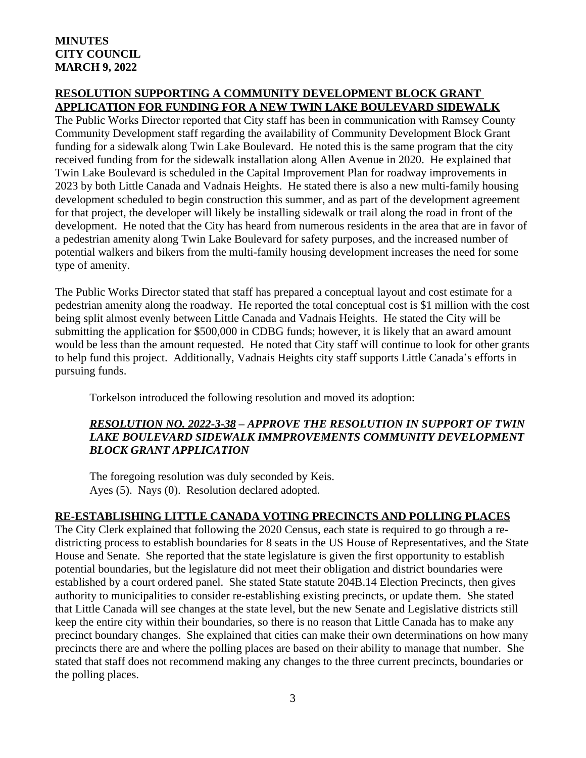**MINUTES**
**CITY COUNCIL**
**MARCH 9, 2022**

## RESOLUTION SUPPORTING A COMMUNITY DEVELOPMENT BLOCK GRANT APPLICATION FOR FUNDING FOR A NEW TWIN LAKE BOULEVARD SIDEWALK

The Public Works Director reported that City staff has been in communication with Ramsey County Community Development staff regarding the availability of Community Development Block Grant funding for a sidewalk along Twin Lake Boulevard. He noted this is the same program that the city received funding from for the sidewalk installation along Allen Avenue in 2020. He explained that Twin Lake Boulevard is scheduled in the Capital Improvement Plan for roadway improvements in 2023 by both Little Canada and Vadnais Heights. He stated there is also a new multi-family housing development scheduled to begin construction this summer, and as part of the development agreement for that project, the developer will likely be installing sidewalk or trail along the road in front of the development. He noted that the City has heard from numerous residents in the area that are in favor of a pedestrian amenity along Twin Lake Boulevard for safety purposes, and the increased number of potential walkers and bikers from the multi-family housing development increases the need for some type of amenity.

The Public Works Director stated that staff has prepared a conceptual layout and cost estimate for a pedestrian amenity along the roadway. He reported the total conceptual cost is $1 million with the cost being split almost evenly between Little Canada and Vadnais Heights. He stated the City will be submitting the application for $500,000 in CDBG funds; however, it is likely that an award amount would be less than the amount requested. He noted that City staff will continue to look for other grants to help fund this project. Additionally, Vadnais Heights city staff supports Little Canada's efforts in pursuing funds.

Torkelson introduced the following resolution and moved its adoption:

***RESOLUTION NO. 2022-3-38 – APPROVE THE RESOLUTION IN SUPPORT OF TWIN LAKE BOULEVARD SIDEWALK IMMPROVEMENTS COMMUNITY DEVELOPMENT BLOCK GRANT APPLICATION***

The foregoing resolution was duly seconded by Keis.
Ayes (5). Nays (0). Resolution declared adopted.

## RE-ESTABLISHING LITTLE CANADA VOTING PRECINCTS AND POLLING PLACES

The City Clerk explained that following the 2020 Census, each state is required to go through a re-districting process to establish boundaries for 8 seats in the US House of Representatives, and the State House and Senate. She reported that the state legislature is given the first opportunity to establish potential boundaries, but the legislature did not meet their obligation and district boundaries were established by a court ordered panel. She stated State statute 204B.14 Election Precincts, then gives authority to municipalities to consider re-establishing existing precincts, or update them. She stated that Little Canada will see changes at the state level, but the new Senate and Legislative districts still keep the entire city within their boundaries, so there is no reason that Little Canada has to make any precinct boundary changes. She explained that cities can make their own determinations on how many precincts there are and where the polling places are based on their ability to manage that number. She stated that staff does not recommend making any changes to the three current precincts, boundaries or the polling places.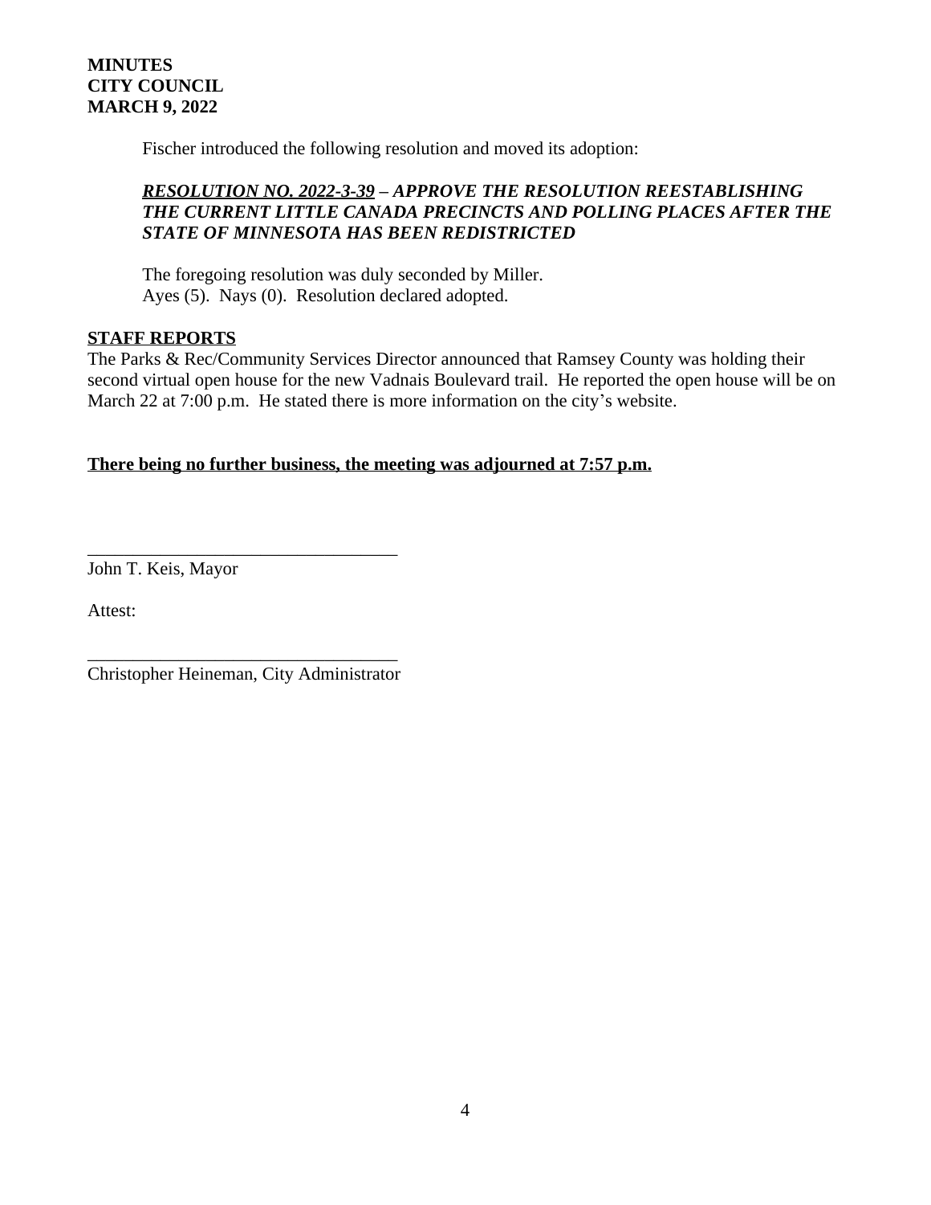Fischer introduced the following resolution and moved its adoption:

***RESOLUTION NO. 2022-3-39* – APPROVE THE RESOLUTION REESTABLISHING THE CURRENT LITTLE CANADA PRECINCTS AND POLLING PLACES AFTER THE STATE OF MINNESOTA HAS BEEN REDISTRICTED**

The foregoing resolution was duly seconded by Miller.
Ayes (5). Nays (0). Resolution declared adopted.

**STAFF REPORTS**

The Parks & Rec/Community Services Director announced that Ramsey County was holding their second virtual open house for the new Vadnais Boulevard trail. He reported the open house will be on March 22 at 7:00 p.m. He stated there is more information on the city's website.

**There being no further business, the meeting was adjourned at 7:57 p.m.**

___________________________________
John T. Keis, Mayor

Attest:

___________________________________
Christopher Heineman, City Administrator